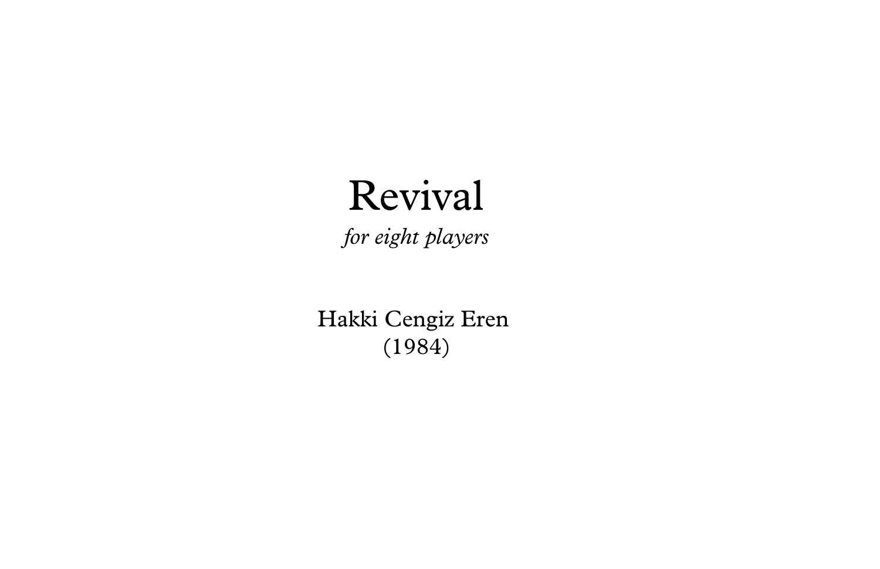# Revival

*for eight players*

Hakki Cengiz Eren
(1984)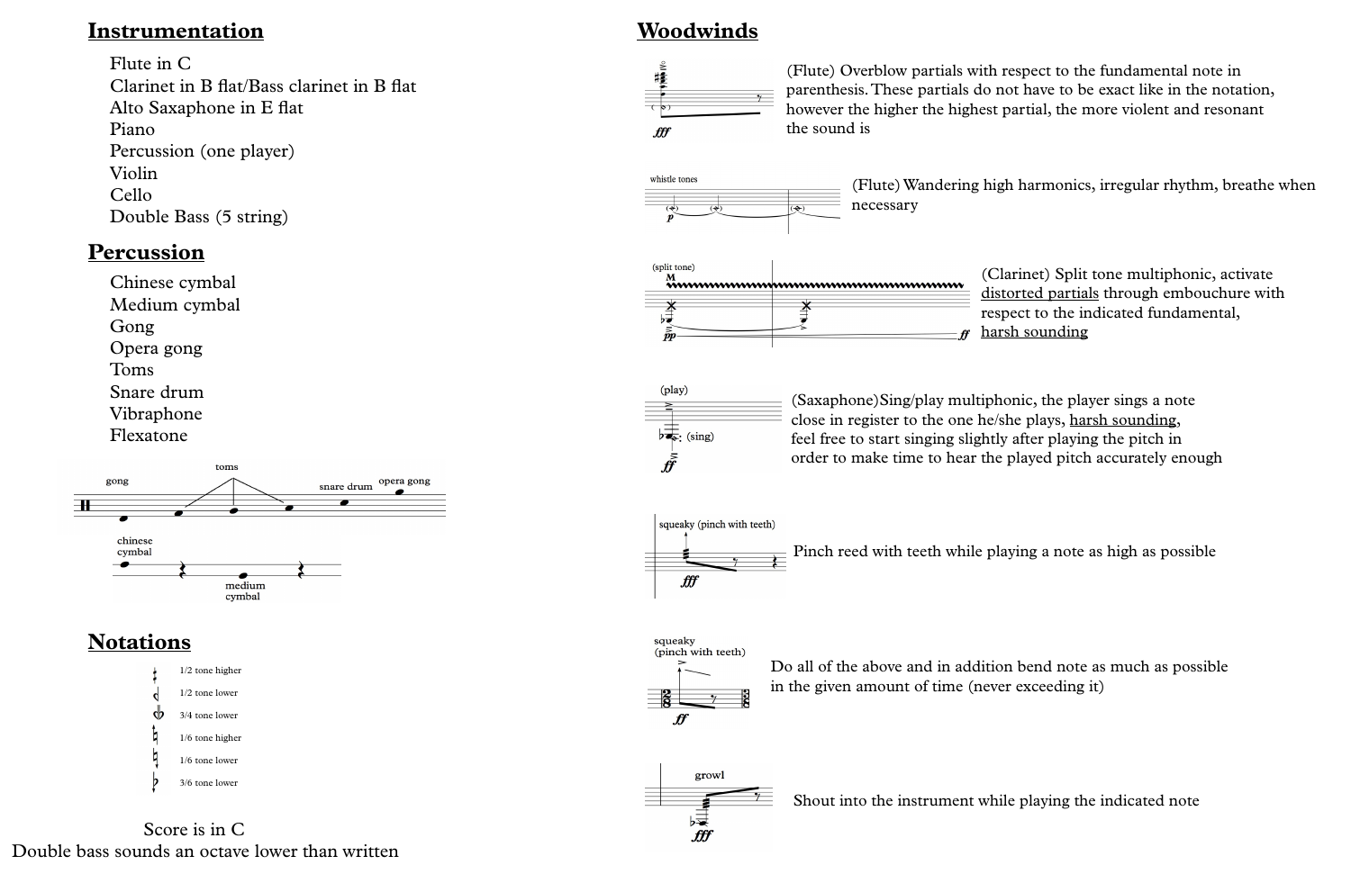## Instrumentation

Flute in C
Clarinet in B flat/Bass clarinet in B flat
Alto Saxophone in E flat
Piano
Percussion (one player)
Violin
Cello
Double Bass (5 string)

## Percussion

Chinese cymbal
Medium cymbal
Gong
Opera gong
Toms
Snare drum
Vibraphone
Flexatone

gong, toms, snare drum, opera gong

chinese cymbal, medium cymbal

## Notations

1/2 tone higher
1/2 tone lower
3/4 tone lower
1/6 tone higher
1/6 tone lower
3/6 tone lower

Score is in C
Double bass sounds an octave lower than written

## Woodwinds

(Flute) Overblow partials with respect to the fundamental note in parenthesis. These partials do not have to be exact like in the notation, however the higher the highest partial, the more violent and resonant the sound is

whistle tones

(Flute) Wandering high harmonics, irregular rhythm, breathe when necessary

(split tone)

(Clarinet) Split tone multiphonic, activate distorted partials through embouchure with respect to the indicated fundamental, harsh sounding

(play) (sing)

(Saxophone) Sing/play multiphonic, the player sings a note close in register to the one he/she plays, harsh sounding, feel free to start singing slightly after playing the pitch in order to make time to hear the played pitch accurately enough

squeaky (pinch with teeth)

Pinch reed with teeth while playing a note as high as possible

squeaky (pinch with teeth)

Do all of the above and in addition bend note as much as possible in the given amount of time (never exceeding it)

growl

Shout into the instrument while playing the indicated note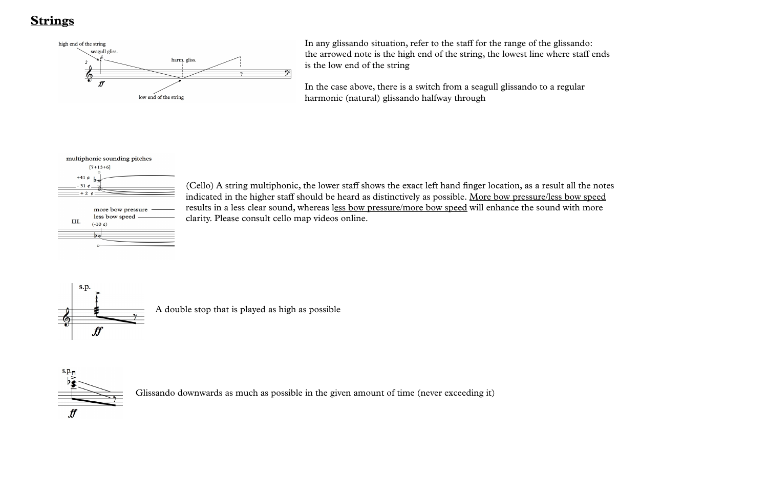## Strings

In any glissando situation, refer to the staff for the range of the glissando: the arrowed note is the high end of the string, the lowest line where staff ends is the low end of the string

In the case above, there is a switch from a seagull glissando to a regular harmonic (natural) glissando halfway through

(Cello) A string multiphonic, the lower staff shows the exact left hand finger location, as a result all the notes indicated in the higher staff should be heard as distinctively as possible. More bow pressure/less bow speed results in a less clear sound, whereas less bow pressure/more bow speed will enhance the sound with more clarity. Please consult cello map videos online.

A double stop that is played as high as possible

Glissando downwards as much as possible in the given amount of time (never exceeding it)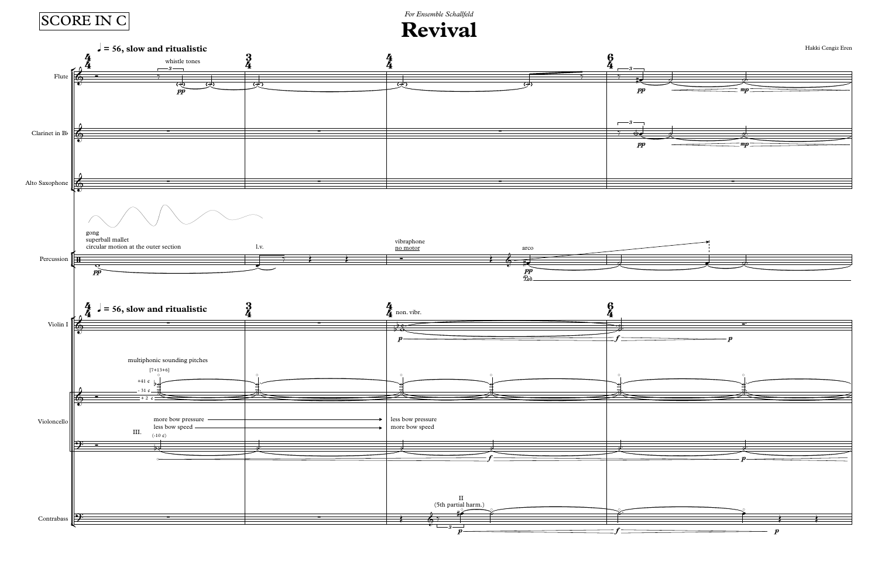SCORE IN C

*For Ensemble Schallfeld*

# Revival

Hakki Cengiz Eren

♩ = 56, slow and ritualistic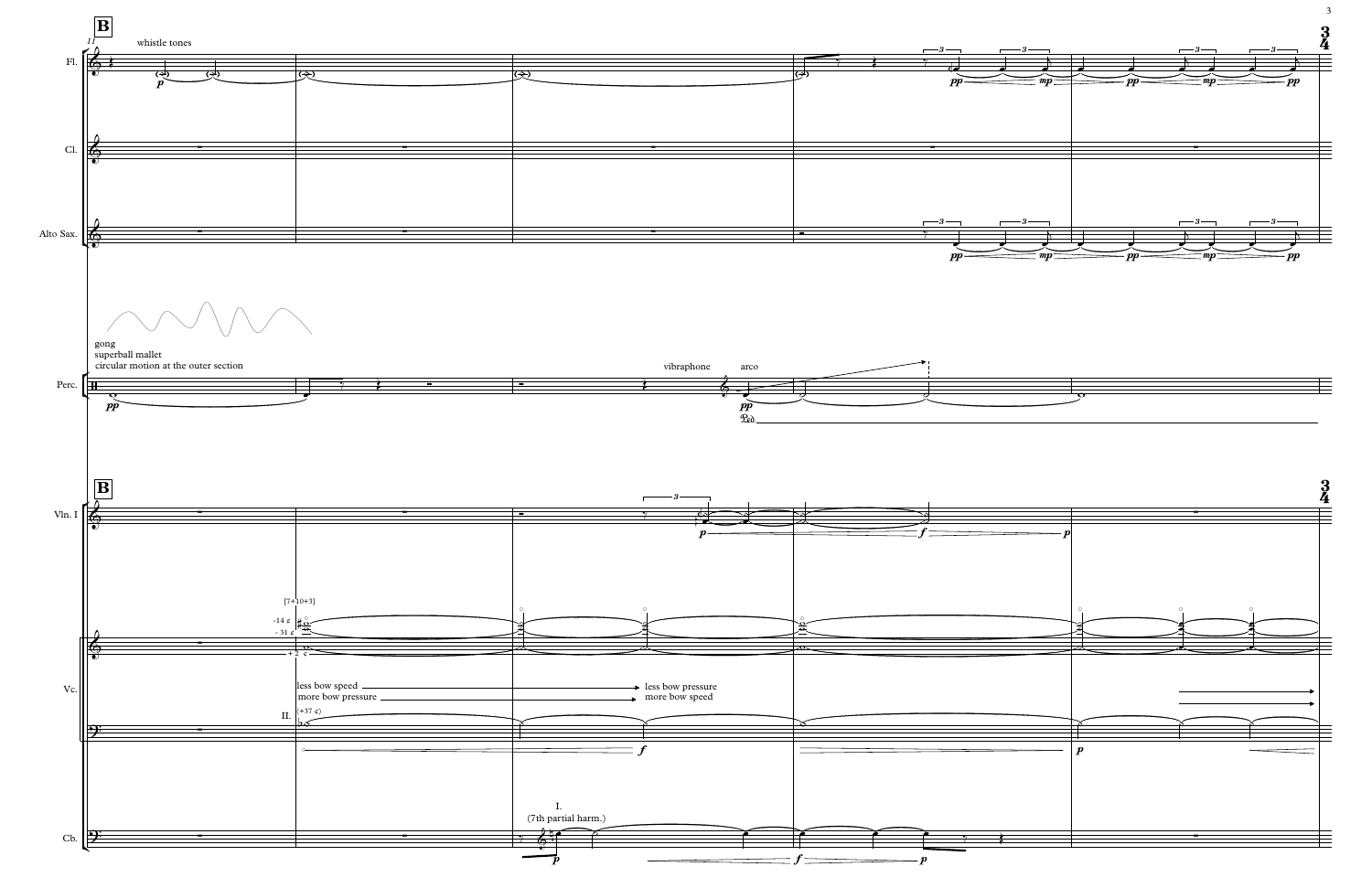**B**

11

whistle tones

Fl.

Cl.

Alto Sax.

gong
superball mallet
circular motion at the outer section

vibraphone

arco

Perc.

**B**

Vln. I

[7+10+3]

-14 ¢
-31 ¢
+2 ¢

less bow speed → less bow pressure
more bow pressure → more bow speed

II. (+37 ¢)

Vc.

I.
(7th partial harm.)

Cb.

3/4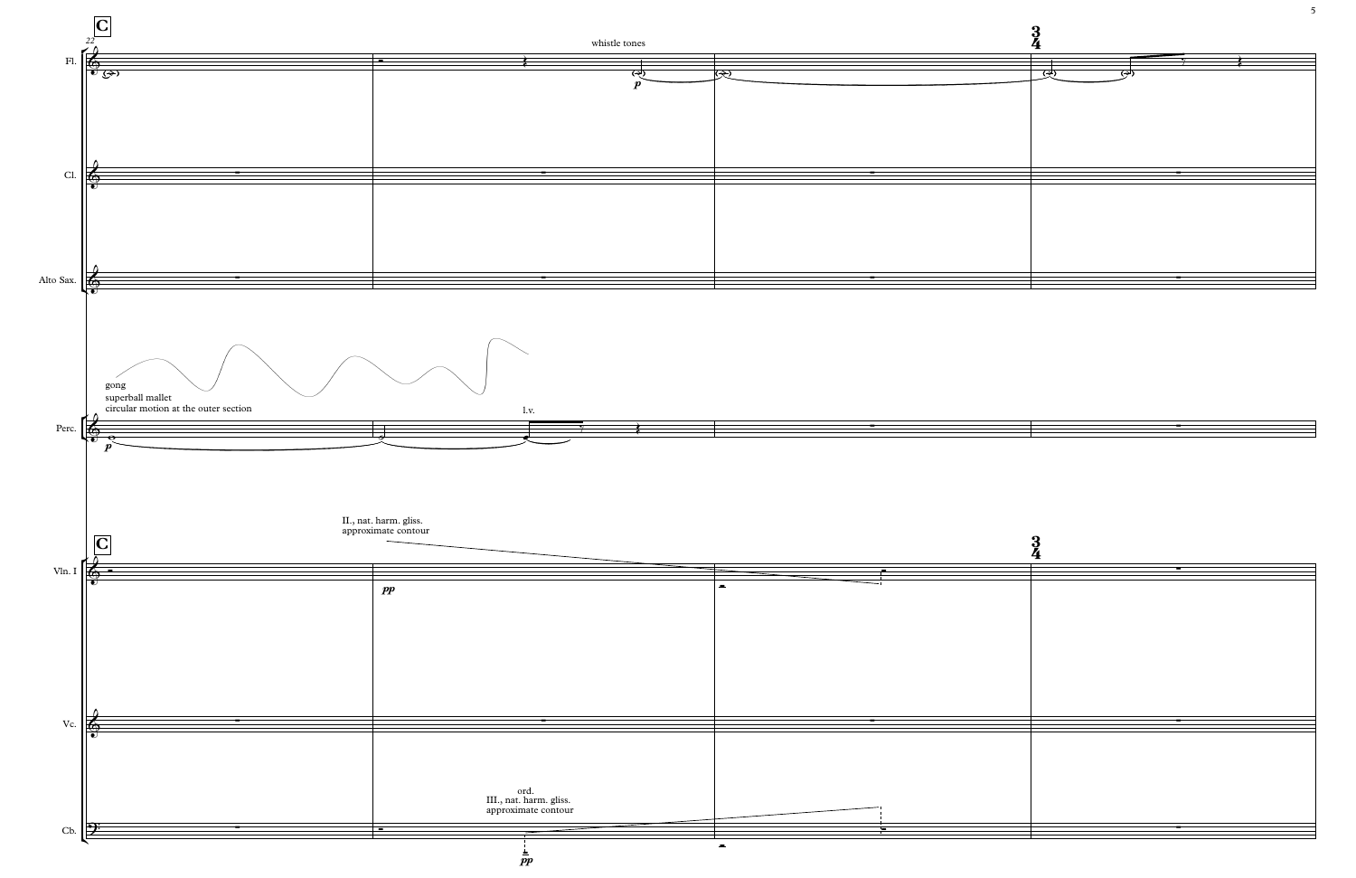**C**

22

Fl. — whistle tones — *p*

Cl.

Alto Sax.

Perc. — gong, superball mallet, circular motion at the outer section — *p* — l.v.

**C**

Vln. I — II., nat. harm. gliss., approximate contour — *pp*

Vc.

Cb. — ord., III., nat. harm. gliss., approximate contour — *pp*

3/4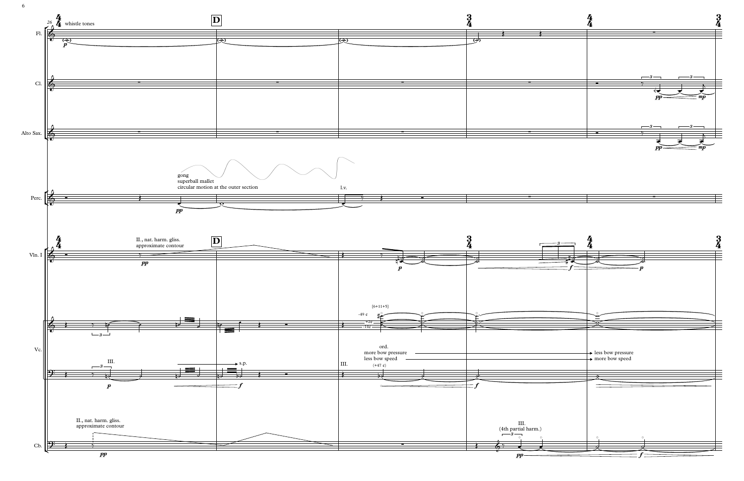26

whistle tones

D

Fl.

Cl.

Alto Sax.

gong
superball mallet
circular motion at the outer section

l.v.

Perc.

II., nat. harm. gliss.
approximate contour

Vln. I

[6+11+5]

-49 ¢

+2¢

-14¢

Vc.

III.

s.p.

III.

ord.
more bow pressure
less bow speed

(+47 ¢)

less bow pressure
more bow speed

II., nat. harm. gliss.
approximate contour

III.
(4th partial harm.)

Cb.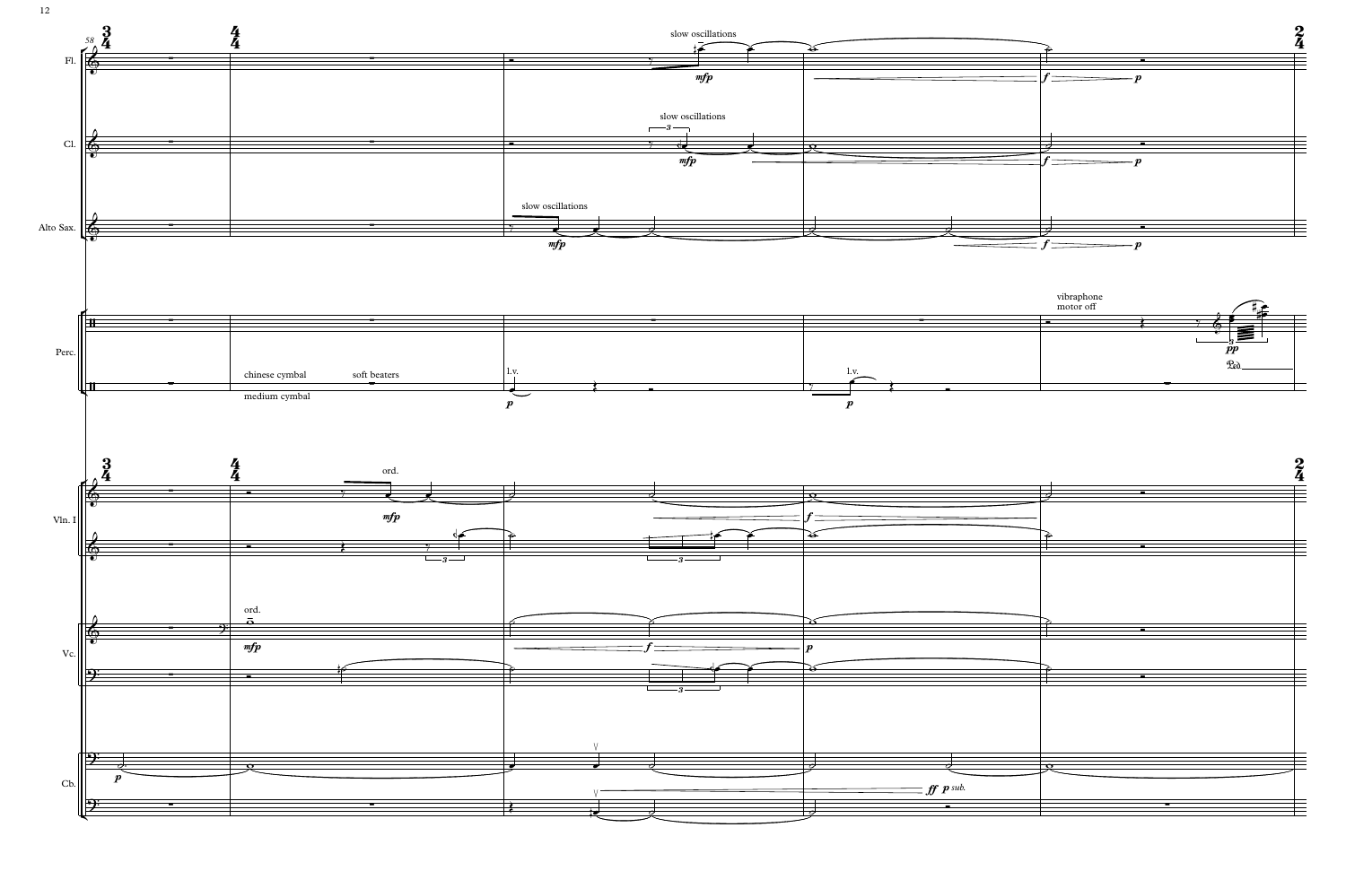Fl.

slow oscillations

*mfp*

*f* *p*

Cl.

slow oscillations

*mfp*

*f* *p*

Alto Sax.

slow oscillations

*mfp*

*f* *p*

Perc.

chinese cymbal

soft beaters

medium cymbal

l.v.

*p*

l.v.

*p*

vibraphone
motor off

*pp*

Vln. I

ord.

*mfp*

*f*

Vc.

ord.

*mfp*

*f*

*p*

Cb.

*p*

*ff* *p sub.*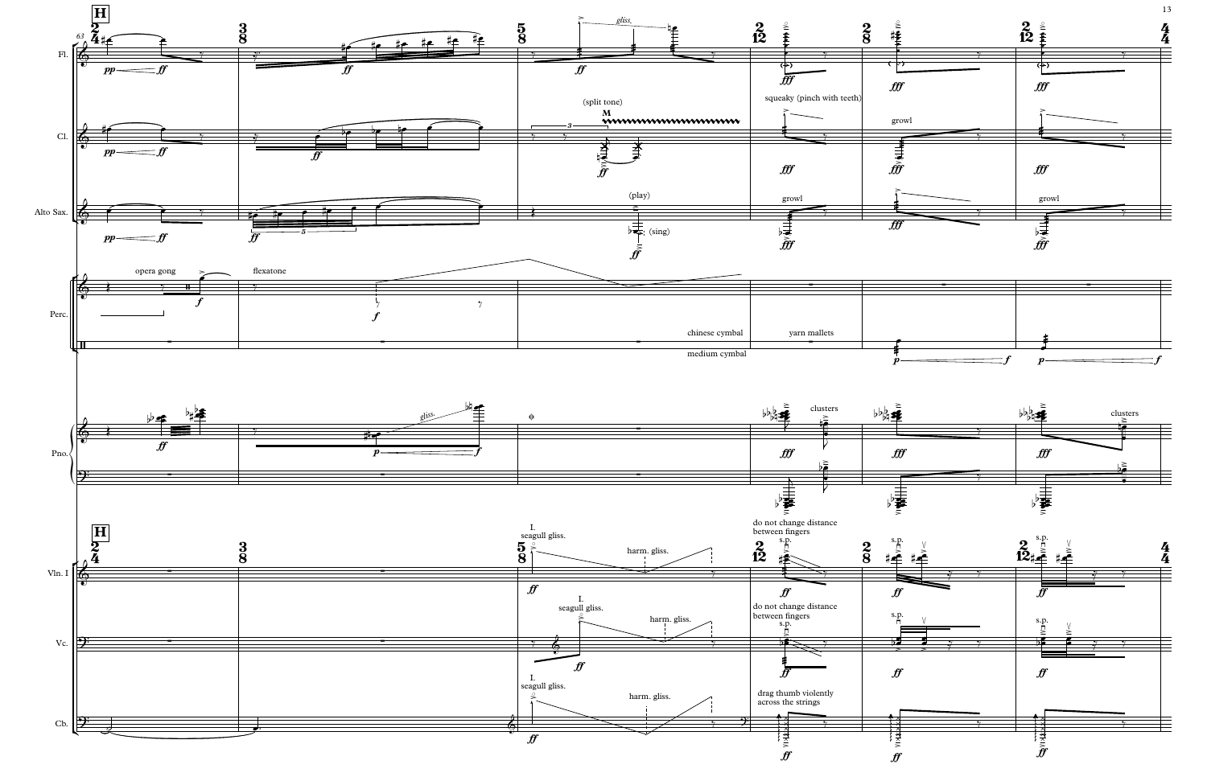**H**

Fl.

Cl.

Alto Sax.

Perc.

Pno.

Vln. I

Vc.

Cb.

*pp* — *ff*

*gliss.*

(split tone)

M

(play)

(sing)

squeaky (pinch with teeth)

growl

opera gong

flexatone

chinese cymbal

medium cymbal

yarn mallets

clusters

I.
seagull gliss.

harm. gliss.

do not change distance between fingers

s.p.

drag thumb violently across the strings

*fff*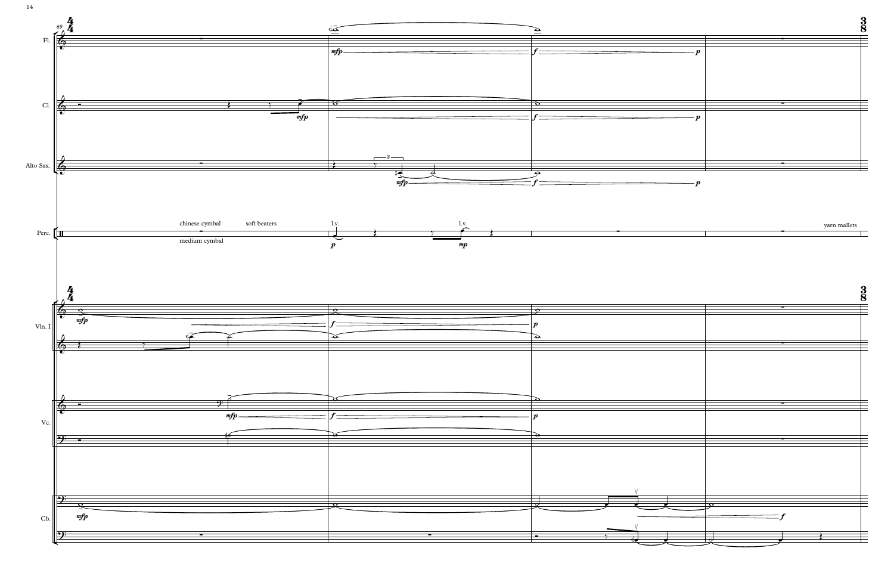Fl.

Cl.

Alto Sax.

Perc.

chinese cymbal

soft beaters

medium cymbal

l.v.

l.v.

yarn mallets

Vln. I

Vc.

Cb.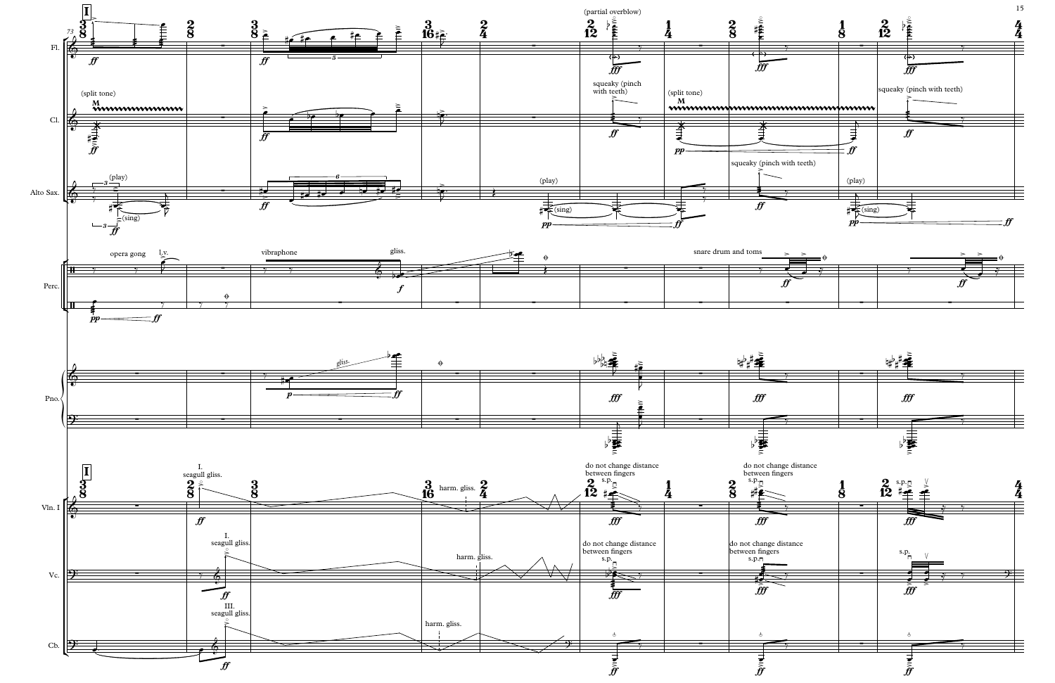I

Fl.

Cl.

Alto Sax.

Perc.

Pno.

Vln. I

Vc.

Cb.

(split tone)

(play)

(sing)

opera gong

l.v.

vibraphone

gliss.

(partial overblow)

squeaky (pinch with teeth)

(split tone)

squeaky (pinch with teeth)

squeaky (pinch with teeth)

(play)

(sing)

(play)

(sing)

snare drum and toms

seagull gliss.

harm. gliss.

do not change distance between fingers

s.p.

I.

III.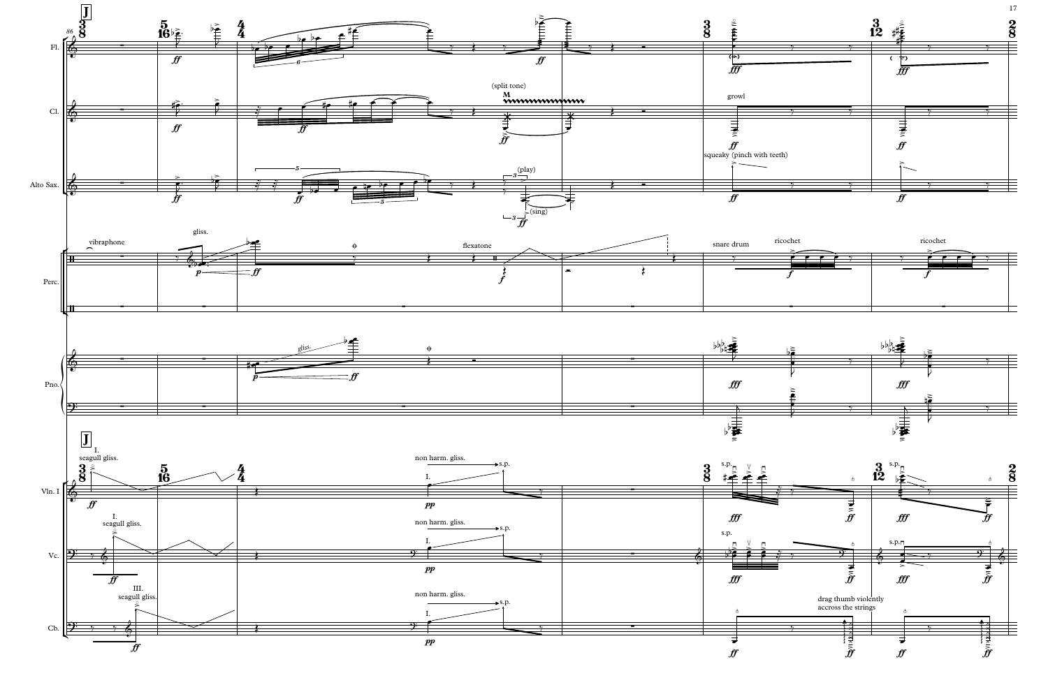J

Fl.

Cl.

(split tone)

growl

Alto Sax.

(play)

(sing)

squeaky (pinch with teeth)

Perc.

vibraphone

gliss.

flexatone

snare drum

ricochet

ricochet

Pno.

gliss.

J

Vln. I

I. seagull gliss.

non harm. gliss.

s.p.

Vc.

I. seagull gliss.

non harm. gliss.

s.p.

Cb.

III. seagull gliss.

non harm. gliss.

s.p.

drag thumb violently accross the strings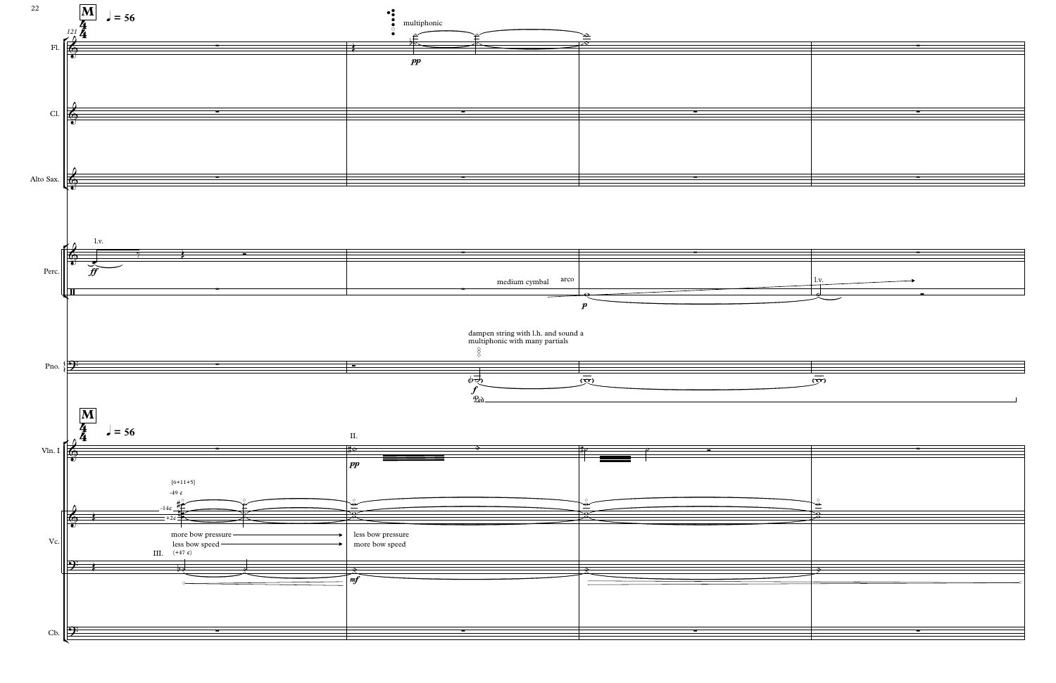**M**

$\frac{4}{4}$ ♩ = 56

121

Fl. — multiphonic — *pp*

Cl.

Alto Sax.

Perc. — l.v. — *ff* — medium cymbal — arco — *p* — l.v.

Pno. — dampen string with l.h. and sound a multiphonic with many partials — *f* — Ped.

**M**

$\frac{4}{4}$ ♩ = 56

Vln. I — II. — *pp*

Vc. — [6+11+5] — -49 ¢ — -14¢ — +2¢ — more bow pressure — less bow speed — III. (+47 ¢) — less bow pressure — more bow speed — *mf*

Cb.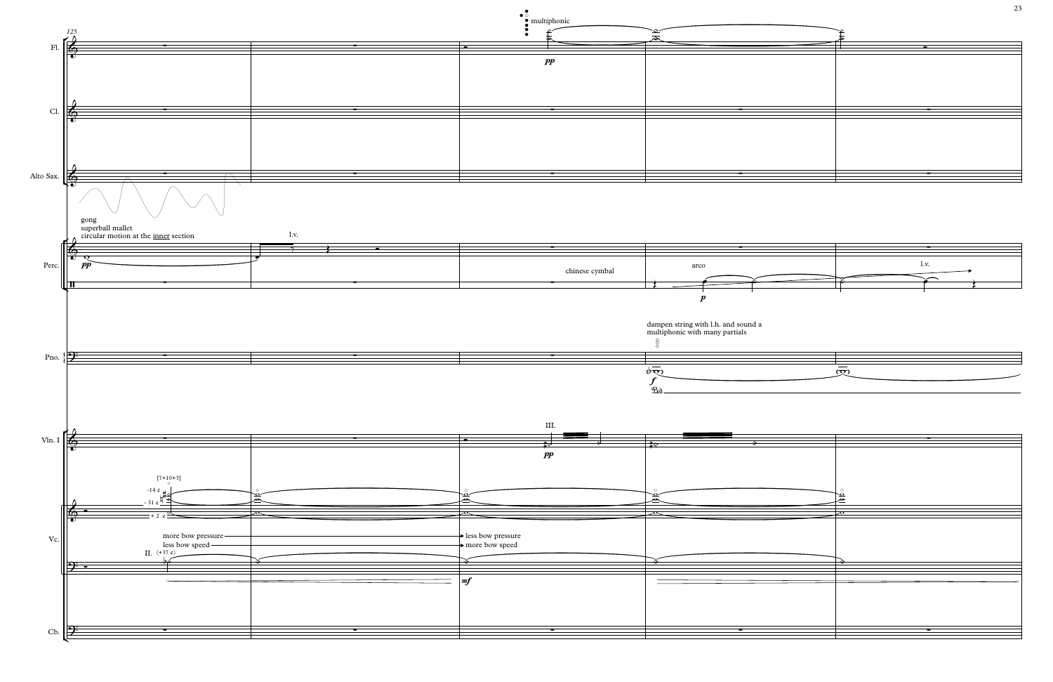125

Fl.

Cl.

Alto Sax.

Perc.

Pno.

Vln. I

Vc.

Cb.

multiphonic

*pp*

gong
superball mallet
circular motion at the inner section

*pp*

l.v.

chinese cymbal

arco

*p*

l.v.

dampen string with l.h. and sound a multiphonic with many partials

*f*

Ped.

III.

*pp*

[7+10+3]

-14 ¢

- 31 ¢

+ 2 ¢

more bow pressure

less bow speed

less bow pressure

more bow speed

II. (+37 ¢)

*mf*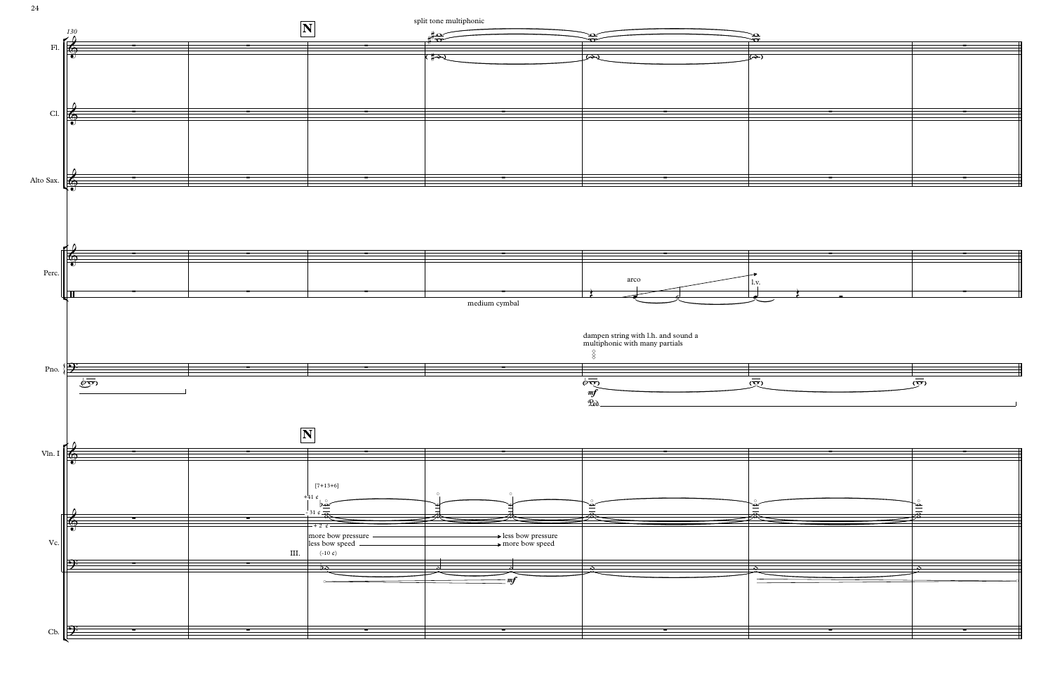130

**N**

split tone multiphonic

Fl.

Cl.

Alto Sax.

arco

l.v.

Perc.

medium cymbal

dampen string with l.h. and sound a multiphonic with many partials

Pno.

*mf*

𝄌 Ped.

**N**

Vln. I

[7+13+6]

+41 ¢

- 31 ¢

+ 2 ¢

more bow pressure → less bow pressure

less bow speed → more bow speed

III. (-10 ¢)

Vc.

*mf*

Cb.